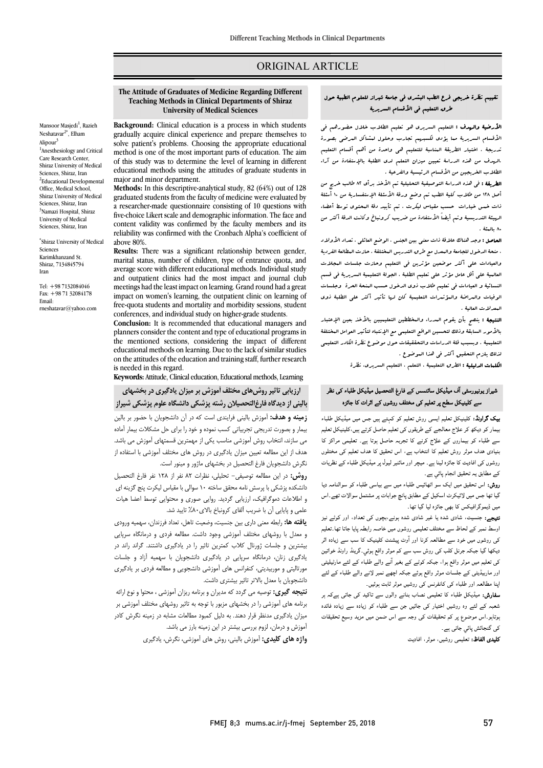ORIGINAL ARTICLE

# The Attitude of Graduates of Medicine Regarding Different Teaching Methods in Clinical Departments of Shiraz University of Medical Sciences

Mansoor Masjedi[1], Razieh Neshatavar[2*], Elham Alipour[3]

[1]Anesthesiology and Critical Care Research Center, Shiraz University of Medical Sciences, Shiraz, Iran
[2]Educational Developmental Office, Medical School, Shiraz University of Medical Sciences, Shiraz, Iran
[3]Namazi Hospital, Shiraz University of Medical Sciences, Shiraz, Iran

*Shiraz University of Medical Sciences
Karimkhanzand St.
Shiraz, 7134845794
Iran

Tel: +98 7132084046
Fax: +98 71 32084178
Email: rneshatavar@yahoo.com

**Background:** Clinical education is a process in which students gradually acquire clinical experience and prepare themselves to solve patient's problems. Choosing the appropriate educational method is one of the most important parts of education. The aim of this study was to determine the level of learning in different educational methods using the attitudes of graduate students in major and minor department.

**Methods:** In this descriptive-analytical study, 82 (64%) out of 128 graduated students from the faculty of medicine were evaluated by a researcher-made questionnaire consisting of 10 questions with five-choice Likert scale and demographic information. The face and content validity was confirmed by the faculty members and its reliability was confirmed with the Cronbach Alpha's coefficient of above 80%.

**Results:** There was a significant relationship between gender, marital status, number of children, type of entrance quota, and average score with different educational methods. Individual study and outpatient clinics had the most impact and journal club meetings had the least impact on learning. Grand round had a great impact on women's learning, the outpatient clinic on learning of free-quota students and mortality and morbidity sessions, student conferences, and individual study on higher-grade students.

**Conclusion:** It is recommended that educational managers and planners consider the content and type of educational programs in the mentioned sections, considering the impact of different educational methods on learning. Due to the lack of similar studies on the attitudes of the education and training staff, further research is needed in this regard.

**Keywords:** Attitude, Clinical education, Educational methods, Learning

## تقييم نظرة خريجي فرع الطب البشري في جامعة شيراز للعلوم الطبية حول طرق التعليم في الأقسام السريرية

**الأرضية والهدف :** التعليم السريري هو تعليم الطلاب خلال حضورهم في الأقسام السريرية مما يؤدي لكسبهم تجارب وحلول لمشاكل المرضى بصورة تدريجية . اختيار الطريقة المناسبة للتعليم هي واحدة من أهم أقسام التعليم .الهدف من هذه الدراسة تعيين ميزان التعلم لدى الطلبة بالإستفادة من آراء الطلاب الخريجين من الأقسام الرئيسية والفرعية .

**الطريقة :** في هذه الدراسة التوصيفية التحليلية تم الأخذ برأي ٨٢ طالب خريج من أصل ١٢٨ من طلاب كلية الطب تم وضع ورقة الأسئلة الإستفسارية من ١٠ أسئلة ذات خمس خيارات حسب مقياس ليكرت . تم تأييد دقة المحتوى توسط أعضاء الهيئة التدريسية وتم أيضاً الأستفادة من ضريب كرونباخ وكانت الدقة أكثر من ٨٠ بالمئة .

**الحاصل :** وجد هناك علاقة ذات معنى بين الجنس ، الوضع العائلي ، تعداد الأولاد ، صحة الدخول للجامعة والمعدل مع طرق التدريس المختلفة . حازت المطالعة الفردية والعيادات على أكثر موضعين مؤثرين في التعليم وحازت جلسات المجلات العالمية على أقل عامل مؤثر على تعليم الطلبة . الجولة التعليمية السريرية في قسم النسائية و العيادات في تعليم طلاب ذوي الدخول حسب المنحة الحرة وجلسات الوفيات والمراضة والمؤتمرات التعليمية كان لها تأثير أكثر على الطلبة ذوي المعدلات العالية .

**النتيجة :** ينصح بأن يقوم المدراء والمخططين التعليميين بالأخذ بعين الإعتبار بالأمور السابقة وذلك لتحسين الواقع التعليمي مع الإنتباه لتأثير العوامل المختلفة التعليمية . وبسبب قلة الدراسات والتحقيقات حول موضوع نظرة الكادر التعليمي لذلك يلزم التحقيق أكثر في هذا الموضوع .

**الكلمات الدليلية :** الطرق التعليمية ، التعلم ، التعليم السريري، نظرة

## شیراز یونیورسٹی آف میڈیکل سائنسس کے فارغ التحصیل میڈیکل طلباء کی نظر سے کلینیکل سطح پر تعلیم کی مختلف روشوں کے اثرات کا جائزہ

**بیک گراونڈ:** کلینیکل تعلیم ایسی روش تعلیم کو کہتے ہیں جس میں میڈیکل طلباء بیمار کو دیکھ کر علاج معالجے کے طریقوں کی تعلیم حاصل کرتے ہیں،کلینیکل تعلیم سے طلباء کو بیماروں کے علاج کرنے کا تجربہ حاصل ہوتا ہے۔ تعلیمی مراکز کا بنیادی ھدف موثر روش تعلیم کا انتخاب ہے، اس تحقیق کا ھدف تعلیم کی مختلوں روشوں کی افادیت کا جائزہ لینا ہے۔ میجر اور مائنر لیول پر میڈیکل طلباء کے نظریات کے مطابق یہ تحقیق انجام پائي ہے۔

**روش:** اس تحقیق میں ایک سو اٹھائیس طلباء میں سے بیاسی طلباء کو سوالنامہ دیا گیا تھا جس میں لائیکرٹ اسکیل کے مطابق پانچ جوابات پر مشتمل سوالات تھے۔اس میں ڈیموگرافیکس کا بھی جائزہ لیا گيا تھا۔

**نتیجے:** جنسیت، شادی شدہ یا غیر شادی شدہ ہونے،بچوں کی تعداد، اور کوٹے نیز اوسط نمبر کے لحاظ سے مختلف تعلیمی روشوں میں خاصہ رابطہ پایا جاتا تھا۔تعلیم کی روشوں میں خود سے مطالعہ کرنا اور آوٹ پیشنٹ کلینیک کا سب سے زیادہ اثر دیکھا گيا جبکہ جرنل کلب کی روش سب سے کم موثر واقع ہوئي۔گرینڈ راونڈ خواتین کی تعلیم میں موثر واقع ہوا، جبکہ کوٹے کے بغیر آنے والے طلباء کے لئے مارٹیلیٹی اور ماربیڈیٹی کے جلسات موثر واقع ہوئے جبکہ اچھے نمبر لانے والے طلباء کے لئے اپنا مطالعہ اور طلباء کی کانفرنس کی روشیں موثر ثابت ہوئيں۔

**سفارش:** میڈیکل طلباء کا تعلیمی نصاب بنانے والوں سے تاکید کی جاتی ہےکہ ہر شعبہ کے لئے وہ روشیں اختیار کی جائيں جن سے طلباء کو زیادہ سے زیادہ فائدہ ہوتاہو۔اس موضوع پر کم تحقیقات کی وجہ سے اس ضمن میں مزید وسیع تحقیقات کی گنجائش پائي جاتی ہے۔

**کلیدی الفاظ:** تعلیمی روشیں، موثر، افادیت

## ارزیابی تاثیر روش‌های مختلف آموزش بر میزان یادگیری در بخشهای بالینی از دیدگاه فارغ‌التحصیلان رشته پزشکی دانشگاه علوم پزشکی شیراز

**زمینه و هدف:** آموزش بالینی فرایندی است که در آن دانشجویان با حضور بر بالین بیمار و بصورت تدریجی تجربیاتی کسب نموده و خود را برای حل مشکلات بیمار آماده می سازند. انتخاب روش آموزشی مناسب یکی از مهمترین قسمتهای آموزش می باشد. هدف از این مطالعه تعیین میزان یادگیری در روش های مختلف آموزشی با استفاده از نگرش دانشجویان فارغ التحصیل در بخشهای ماژور و مینور است.

**روش:** در این مطالعه توصیفی– تحلیلی، نظرات ٨٢ نفر از ١٢٨ نفر فارغ التحصیل دانشکده پزشکی با پرسش نامه محقق ساخته ١٠ سوالی با مقیاس لیکرت پنج گزینه ای و اطلاعات دموگرافیک، ارزیابی گردید. روایی صوری و محتوایی توسط اعضا هیات علمی و پایایی آن با ضریب آلفای کرونباخ بالای٨٠٪ تایید شد.

**یافته ها:** رابطه معنی داری بین جنسیت، وضعیت تاهل، تعداد فرزندان، سهمیه ورودی و معدل با روشهای مختلف آموزشی وجود داشت. مطالعه فردی و درمانگاه سرپایی بیشترین و جلسات ژورنال کلاب کمترین تاثیر را در یادگیری داشتند. گراند راند در یادگیری زنان، درمانگاه سرپایی در یادگیری دانشجویان با سهمیه آزاد و جلسات مورتالیتی و موربیدیتی، کنفرانس های آموزشی دانشجویی و مطالعه فردی بر یادگیری دانشجویان با معدل بالاتر تاثیر بیشتری داشت.

**نتیجه گیری:** توصیه می گردد که مدیران و برنامه ریزان آموزشی ، محتوا و نوع ارائه برنامه های آموزشی را در بخشهای مزبور با توجه به تاثیر روشهای مختلف آموزشی بر میزان یادگیری مدنظر قرار دهند. به دلیل کمبود مطالعات مشابه در زمینه نگرش کادر آموزش و درمان، لزوم بررسی بیشتر در این زمینه بارز می باشد.

**واژه های کلیدی:** آموزش بالینی، روش های آموزشی، نگرش، یادگیری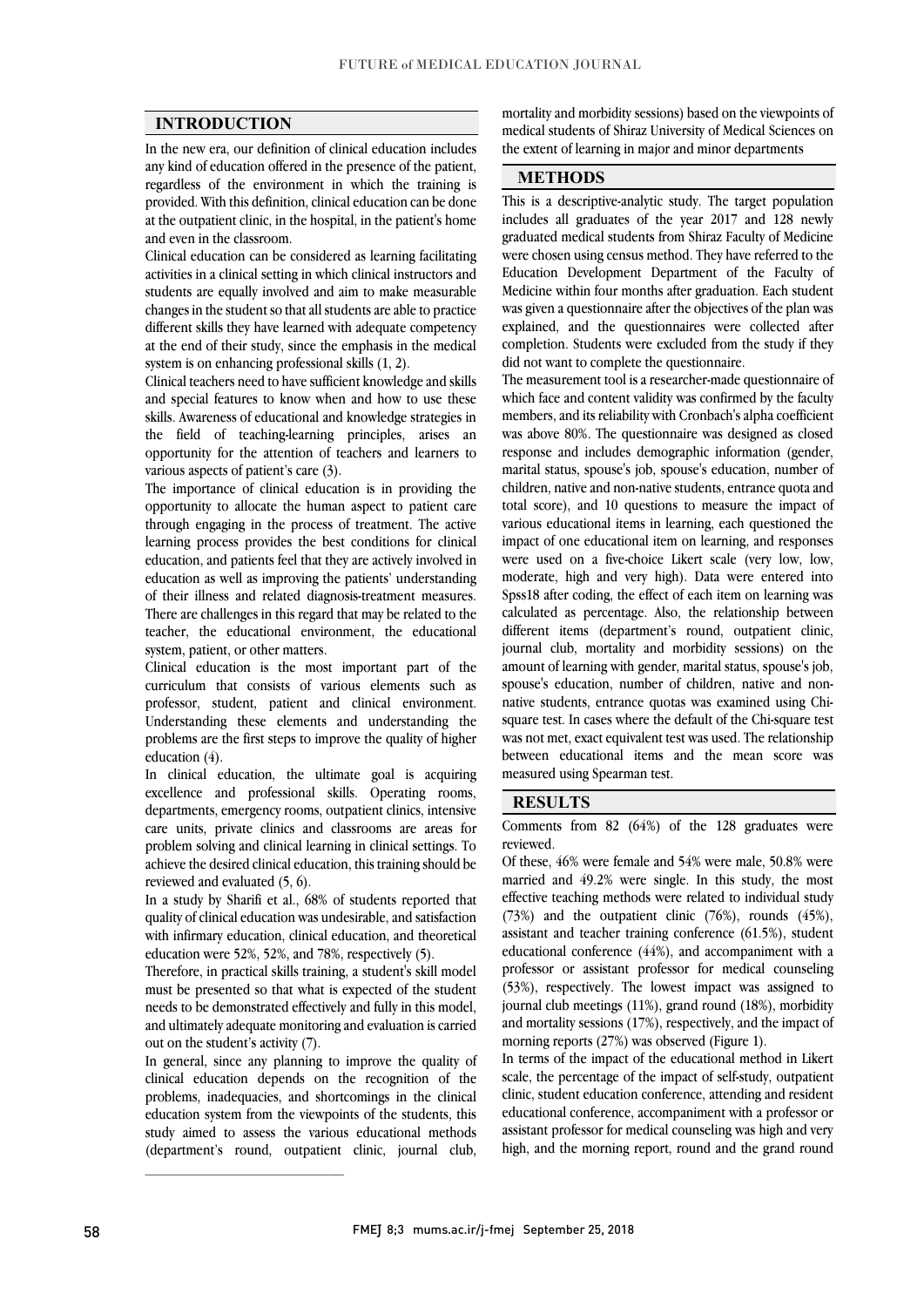## INTRODUCTION

In the new era, our definition of clinical education includes any kind of education offered in the presence of the patient, regardless of the environment in which the training is provided. With this definition, clinical education can be done at the outpatient clinic, in the hospital, in the patient's home and even in the classroom.

Clinical education can be considered as learning facilitating activities in a clinical setting in which clinical instructors and students are equally involved and aim to make measurable changes in the student so that all students are able to practice different skills they have learned with adequate competency at the end of their study, since the emphasis in the medical system is on enhancing professional skills (1, 2).

Clinical teachers need to have sufficient knowledge and skills and special features to know when and how to use these skills. Awareness of educational and knowledge strategies in the field of teaching-learning principles, arises an opportunity for the attention of teachers and learners to various aspects of patient's care (3).

The importance of clinical education is in providing the opportunity to allocate the human aspect to patient care through engaging in the process of treatment. The active learning process provides the best conditions for clinical education, and patients feel that they are actively involved in education as well as improving the patients' understanding of their illness and related diagnosis-treatment measures. There are challenges in this regard that may be related to the teacher, the educational environment, the educational system, patient, or other matters.

Clinical education is the most important part of the curriculum that consists of various elements such as professor, student, patient and clinical environment. Understanding these elements and understanding the problems are the first steps to improve the quality of higher education (4).

In clinical education, the ultimate goal is acquiring excellence and professional skills. Operating rooms, departments, emergency rooms, outpatient clinics, intensive care units, private clinics and classrooms are areas for problem solving and clinical learning in clinical settings. To achieve the desired clinical education, this training should be reviewed and evaluated (5, 6).

In a study by Sharifi et al., 68% of students reported that quality of clinical education was undesirable, and satisfaction with infirmary education, clinical education, and theoretical education were 52%, 52%, and 78%, respectively (5).

Therefore, in practical skills training, a student's skill model must be presented so that what is expected of the student needs to be demonstrated effectively and fully in this model, and ultimately adequate monitoring and evaluation is carried out on the student's activity (7).

In general, since any planning to improve the quality of clinical education depends on the recognition of the problems, inadequacies, and shortcomings in the clinical education system from the viewpoints of the students, this study aimed to assess the various educational methods (department's round, outpatient clinic, journal club, mortality and morbidity sessions) based on the viewpoints of medical students of Shiraz University of Medical Sciences on the extent of learning in major and minor departments

## METHODS

This is a descriptive-analytic study. The target population includes all graduates of the year 2017 and 128 newly graduated medical students from Shiraz Faculty of Medicine were chosen using census method. They have referred to the Education Development Department of the Faculty of Medicine within four months after graduation. Each student was given a questionnaire after the objectives of the plan was explained, and the questionnaires were collected after completion. Students were excluded from the study if they did not want to complete the questionnaire.

The measurement tool is a researcher-made questionnaire of which face and content validity was confirmed by the faculty members, and its reliability with Cronbach's alpha coefficient was above 80%. The questionnaire was designed as closed response and includes demographic information (gender, marital status, spouse's job, spouse's education, number of children, native and non-native students, entrance quota and total score), and 10 questions to measure the impact of various educational items in learning, each questioned the impact of one educational item on learning, and responses were used on a five-choice Likert scale (very low, low, moderate, high and very high). Data were entered into Spss18 after coding, the effect of each item on learning was calculated as percentage. Also, the relationship between different items (department's round, outpatient clinic, journal club, mortality and morbidity sessions) on the amount of learning with gender, marital status, spouse's job, spouse's education, number of children, native and non-native students, entrance quotas was examined using Chi-square test. In cases where the default of the Chi-square test was not met, exact equivalent test was used. The relationship between educational items and the mean score was measured using Spearman test.

## RESULTS

Comments from 82 (64%) of the 128 graduates were reviewed.

Of these, 46% were female and 54% were male, 50.8% were married and 49.2% were single. In this study, the most effective teaching methods were related to individual study (73%) and the outpatient clinic (76%), rounds (45%), assistant and teacher training conference (61.5%), student educational conference (44%), and accompaniment with a professor or assistant professor for medical counseling (53%), respectively. The lowest impact was assigned to journal club meetings (11%), grand round (18%), morbidity and mortality sessions (17%), respectively, and the impact of morning reports (27%) was observed (Figure 1).

In terms of the impact of the educational method in Likert scale, the percentage of the impact of self-study, outpatient clinic, student education conference, attending and resident educational conference, accompaniment with a professor or assistant professor for medical counseling was high and very high, and the morning report, round and the grand round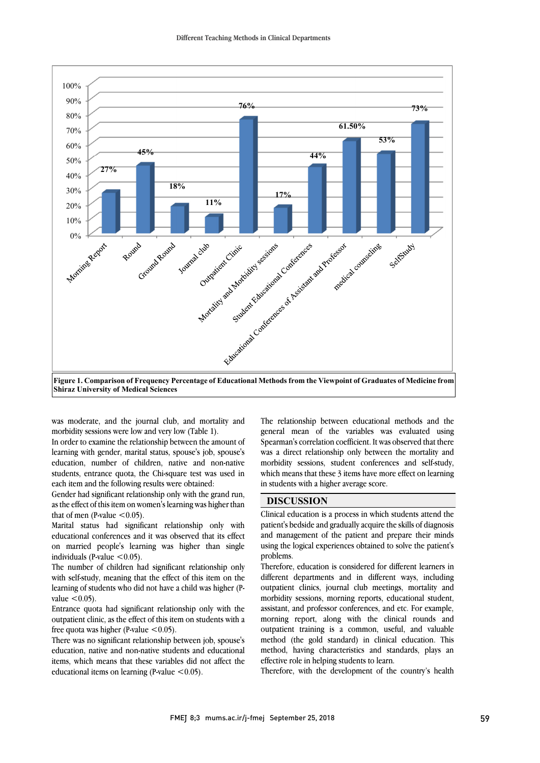Figure 1. Comparison of Frequency Percentage of Educational Methods from the Viewpoint of Graduates of Medicine from Shiraz University of Medical Sciences

was moderate, and the journal club, and mortality and morbidity sessions were low and very low (Table 1).

In order to examine the relationship between the amount of learning with gender, marital status, spouse's job, spouse's education, number of children, native and non-native students, entrance quota, the Chi-square test was used in each item and the following results were obtained:

Gender had significant relationship only with the grand run, as the effect of this item on women's learning was higher than that of men (P-value $<0.05$).

Marital status had significant relationship only with educational conferences and it was observed that its effect on married people's learning was higher than single individuals (P-value $<0.05$).

The number of children had significant relationship only with self-study, meaning that the effect of this item on the learning of students who did not have a child was higher (P-value $<0.05$).

Entrance quota had significant relationship only with the outpatient clinic, as the effect of this item on students with a free quota was higher (P-value $<0.05$).

There was no significant relationship between job, spouse's education, native and non-native students and educational items, which means that these variables did not affect the educational items on learning (P-value $<0.05$).

The relationship between educational methods and the general mean of the variables was evaluated using Spearman's correlation coefficient. It was observed that there was a direct relationship only between the mortality and morbidity sessions, student conferences and self-study, which means that these 3 items have more effect on learning in students with a higher average score.

## DISCUSSION

Clinical education is a process in which students attend the patient's bedside and gradually acquire the skills of diagnosis and management of the patient and prepare their minds using the logical experiences obtained to solve the patient's problems.

Therefore, education is considered for different learners in different departments and in different ways, including outpatient clinics, journal club meetings, mortality and morbidity sessions, morning reports, educational student, assistant, and professor conferences, and etc. For example, morning report, along with the clinical rounds and outpatient training is a common, useful, and valuable method (the gold standard) in clinical education. This method, having characteristics and standards, plays an effective role in helping students to learn.

Therefore, with the development of the country's health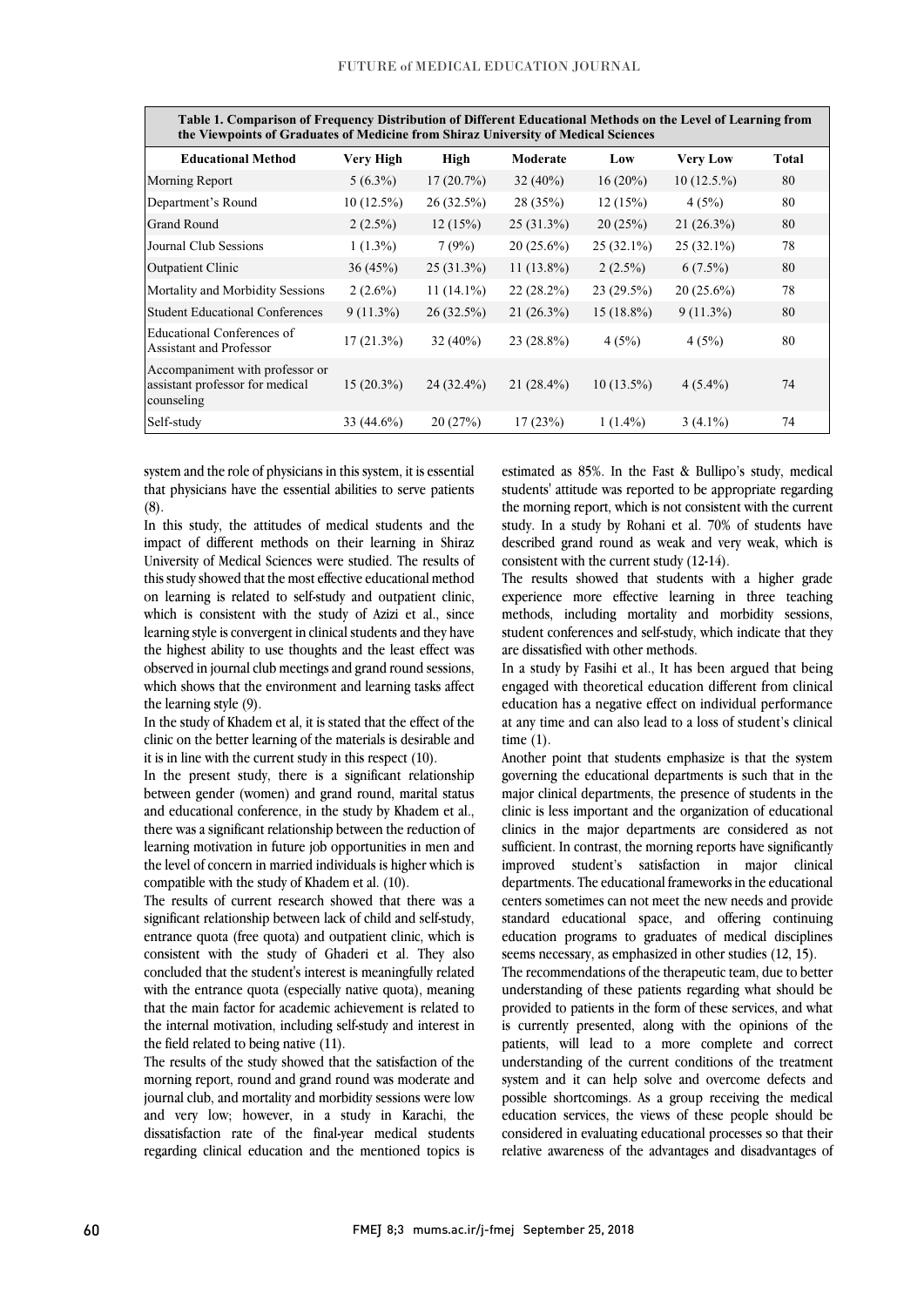**Table 1. Comparison of Frequency Distribution of Different Educational Methods on the Level of Learning from the Viewpoints of Graduates of Medicine from Shiraz University of Medical Sciences**

| Educational Method | Very High | High | Moderate | Low | Very Low | Total |
|---|---|---|---|---|---|---|
| Morning Report | 5 (6.3%) | 17 (20.7%) | 32 (40%) | 16 (20%) | 10 (12.5.%) | 80 |
| Department's Round | 10 (12.5%) | 26 (32.5%) | 28 (35%) | 12 (15%) | 4 (5%) | 80 |
| Grand Round | 2 (2.5%) | 12 (15%) | 25 (31.3%) | 20 (25%) | 21 (26.3%) | 80 |
| Journal Club Sessions | 1 (1.3%) | 7 (9%) | 20 (25.6%) | 25 (32.1%) | 25 (32.1%) | 78 |
| Outpatient Clinic | 36 (45%) | 25 (31.3%) | 11 (13.8%) | 2 (2.5%) | 6 (7.5%) | 80 |
| Mortality and Morbidity Sessions | 2 (2.6%) | 11 (14.1%) | 22 (28.2%) | 23 (29.5%) | 20 (25.6%) | 78 |
| Student Educational Conferences | 9 (11.3%) | 26 (32.5%) | 21 (26.3%) | 15 (18.8%) | 9 (11.3%) | 80 |
| Educational Conferences of Assistant and Professor | 17 (21.3%) | 32 (40%) | 23 (28.8%) | 4 (5%) | 4 (5%) | 80 |
| Accompaniment with professor or assistant professor for medical counseling | 15 (20.3%) | 24 (32.4%) | 21 (28.4%) | 10 (13.5%) | 4 (5.4%) | 74 |
| Self-study | 33 (44.6%) | 20 (27%) | 17 (23%) | 1 (1.4%) | 3 (4.1%) | 74 |

system and the role of physicians in this system, it is essential that physicians have the essential abilities to serve patients (8).

In this study, the attitudes of medical students and the impact of different methods on their learning in Shiraz University of Medical Sciences were studied. The results of this study showed that the most effective educational method on learning is related to self-study and outpatient clinic, which is consistent with the study of Azizi et al., since learning style is convergent in clinical students and they have the highest ability to use thoughts and the least effect was observed in journal club meetings and grand round sessions, which shows that the environment and learning tasks affect the learning style (9).

In the study of Khadem et al, it is stated that the effect of the clinic on the better learning of the materials is desirable and it is in line with the current study in this respect (10).

In the present study, there is a significant relationship between gender (women) and grand round, marital status and educational conference, in the study by Khadem et al., there was a significant relationship between the reduction of learning motivation in future job opportunities in men and the level of concern in married individuals is higher which is compatible with the study of Khadem et al. (10).

The results of current research showed that there was a significant relationship between lack of child and self-study, entrance quota (free quota) and outpatient clinic, which is consistent with the study of Ghaderi et al. They also concluded that the student's interest is meaningfully related with the entrance quota (especially native quota), meaning that the main factor for academic achievement is related to the internal motivation, including self-study and interest in the field related to being native (11).

The results of the study showed that the satisfaction of the morning report, round and grand round was moderate and journal club, and mortality and morbidity sessions were low and very low; however, in a study in Karachi, the dissatisfaction rate of the final-year medical students regarding clinical education and the mentioned topics is estimated as 85%. In the Fast & Bullipo's study, medical students' attitude was reported to be appropriate regarding the morning report, which is not consistent with the current study. In a study by Rohani et al. 70% of students have described grand round as weak and very weak, which is consistent with the current study (12-14).

The results showed that students with a higher grade experience more effective learning in three teaching methods, including mortality and morbidity sessions, student conferences and self-study, which indicate that they are dissatisfied with other methods.

In a study by Fasihi et al., It has been argued that being engaged with theoretical education different from clinical education has a negative effect on individual performance at any time and can also lead to a loss of student's clinical time (1).

Another point that students emphasize is that the system governing the educational departments is such that in the major clinical departments, the presence of students in the clinic is less important and the organization of educational clinics in the major departments are considered as not sufficient. In contrast, the morning reports have significantly improved student's satisfaction in major clinical departments. The educational frameworks in the educational centers sometimes can not meet the new needs and provide standard educational space, and offering continuing education programs to graduates of medical disciplines seems necessary, as emphasized in other studies (12, 15).

The recommendations of the therapeutic team, due to better understanding of these patients regarding what should be provided to patients in the form of these services, and what is currently presented, along with the opinions of the patients, will lead to a more complete and correct understanding of the current conditions of the treatment system and it can help solve and overcome defects and possible shortcomings. As a group receiving the medical education services, the views of these people should be considered in evaluating educational processes so that their relative awareness of the advantages and disadvantages of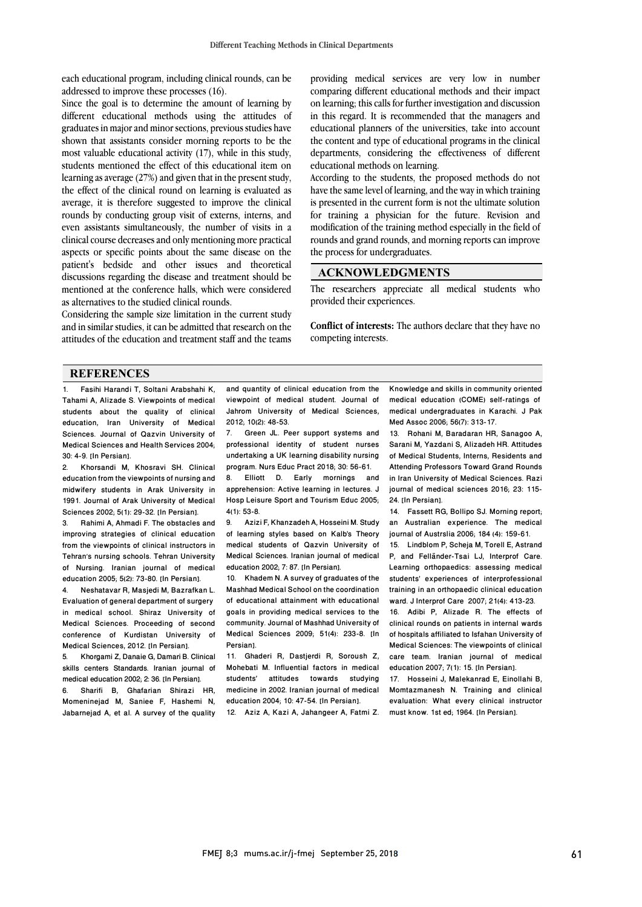each educational program, including clinical rounds, can be addressed to improve these processes (16).

Since the goal is to determine the amount of learning by different educational methods using the attitudes of graduates in major and minor sections, previous studies have shown that assistants consider morning reports to be the most valuable educational activity (17), while in this study, students mentioned the effect of this educational item on learning as average (27%) and given that in the present study, the effect of the clinical round on learning is evaluated as average, it is therefore suggested to improve the clinical rounds by conducting group visit of externs, interns, and even assistants simultaneously, the number of visits in a clinical course decreases and only mentioning more practical aspects or specific points about the same disease on the patient's bedside and other issues and theoretical discussions regarding the disease and treatment should be mentioned at the conference halls, which were considered as alternatives to the studied clinical rounds.

Considering the sample size limitation in the current study and in similar studies, it can be admitted that research on the attitudes of the education and treatment staff and the teams providing medical services are very low in number comparing different educational methods and their impact on learning; this calls for further investigation and discussion in this regard. It is recommended that the managers and educational planners of the universities, take into account the content and type of educational programs in the clinical departments, considering the effectiveness of different educational methods on learning.

According to the students, the proposed methods do not have the same level of learning, and the way in which training is presented in the current form is not the ultimate solution for training a physician for the future. Revision and modification of the training method especially in the field of rounds and grand rounds, and morning reports can improve the process for undergraduates.

## ACKNOWLEDGMENTS

The researchers appreciate all medical students who provided their experiences.

**Conflict of interests:** The authors declare that they have no competing interests.

## REFERENCES

1. Fasihi Harandi T, Soltani Arabshahi K, Tahami A, Alizade S. Viewpoints of medical students about the quality of clinical education, Iran University of Medical Sciences. Journal of Qazvin University of Medical Sciences and Health Services 2004; 30: 4-9. [In Persian].
2. Khorsandi M, Khosravi SH. Clinical education from the viewpoints of nursing and midwifery students in Arak University in 1991. Journal of Arak University of Medical Sciences 2002; 5(1): 29-32. [In Persian].
3. Rahimi A, Ahmadi F. The obstacles and improving strategies of clinical education from the viewpoints of clinical instructors in Tehran's nursing schools. Tehran University of Nursing. Iranian journal of medical education 2005; 5(2): 73-80. [In Persian].
4. Neshatavar R, Masjedi M, Bazrafkan L. Evaluation of general department of surgery in medical school. Shiraz University of Medical Sciences. Proceeding of second conference of Kurdistan University of Medical Sciences, 2012. [In Persian].
5. Khorgami Z, Danaie G, Damari B. Clinical skills centers Standards. Iranian journal of medical education 2002; 2: 36. [In Persian].
6. Sharifi B, Ghafarian Shirazi HR, Momeninejad M, Saniee F, Hashemi N, Jabarnejad A, et al. A survey of the quality and quantity of clinical education from the viewpoint of medical student. Journal of Jahrom University of Medical Sciences, 2012; 10(2): 48-53.
7. Green JL. Peer support systems and professional identity of student nurses undertaking a UK learning disability nursing program. Nurs Educ Pract 2018; 30: 56-61.
8. Elliott D. Early mornings and apprehension: Active learning in lectures. J Hosp Leisure Sport and Tourism Educ 2005; 4(1): 53-8.
9. Azizi F, Khanzadeh A, Hosseini M. Study of learning styles based on Kalb's Theory medical students of Qazvin University of Medical Sciences. Iranian journal of medical education 2002; 7: 87. [In Persian].
10. Khadem N. A survey of graduates of the Mashhad Medical School on the coordination of educational attainment with educational goals in providing medical services to the community. Journal of Mashhad University of Medical Sciences 2009; 51(4): 233-8. [In Persian].
11. Ghaderi R, Dastjerdi R, Soroush Z, Mohebati M. Influential factors in medical students' attitudes towards studying medicine in 2002. Iranian journal of medical education 2004; 10: 47-54. [In Persian].
12. Aziz A, Kazi A, Jahangeer A, Fatmi Z. Knowledge and skills in community oriented medical education (COME) self-ratings of medical undergraduates in Karachi. J Pak Med Assoc 2006; 56(7): 313-17.
13. Rohani M, Baradaran HR, Sanagoo A, Sarani M, Yazdani S, Alizadeh HR. Attitudes of Medical Students, Interns, Residents and Attending Professors Toward Grand Rounds in Iran University of Medical Sciences. Razi journal of medical sciences 2016; 23: 115-24. [In Persian].
14. Fassett RG, Bollipo SJ. Morning report; an Australian experience. The medical journal of Austrslia 2006; 184 (4): 159-61.
15. Lindblom P, Scheja M, Torell E, Astrand P, and Fellãnder-Tsai LJ, Interprof Care. Learning orthopaedics: assessing medical students' experiences of interprofessional training in an orthopaedic clinical education ward. J Interprof Care 2007; 21(4): 413-23.
16. Adibi P, Alizade R. The effects of clinical rounds on patients in internal wards of hospitals affiliated to Isfahan University of Medical Sciences: The viewpoints of clinical care team. Iranian journal of medical education 2007; 7(1): 15. [In Persian].
17. Hosseini J, Malekanrad E, Einollahi B, Momtazmanesh N. Training and clinical evaluation: What every clinical instructor must know. 1st ed; 1964. [In Persian].